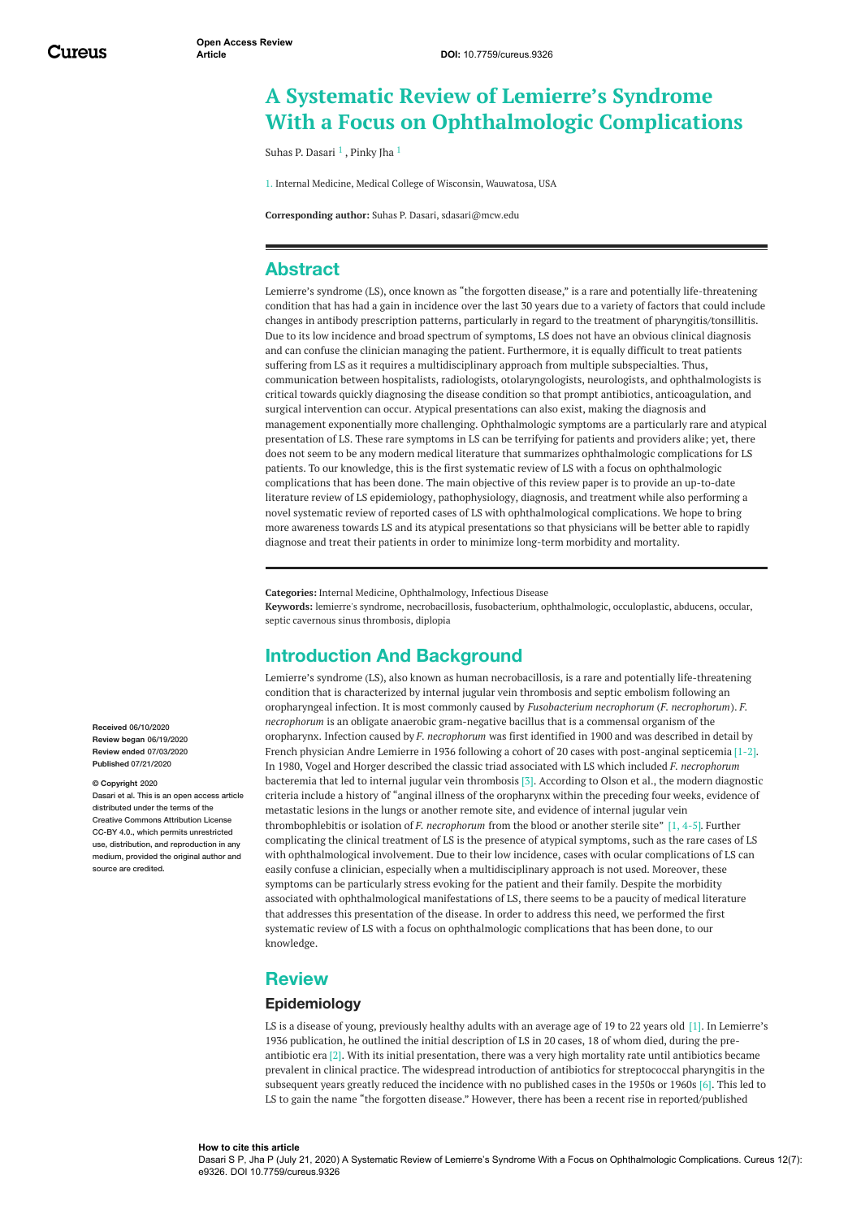Open Access Review Article

DOI: 10.7759/cureus.9326

# A Systematic Review of Lemierre's Syndrome With a Focus on Ophthalmologic Complications

Suhas P. Dasari [1] , Pinky Jha [1]

1. Internal Medicine, Medical College of Wisconsin, Wauwatosa, USA

**Corresponding author:** Suhas P. Dasari, sdasari@mcw.edu

## Abstract

Lemierre's syndrome (LS), once known as "the forgotten disease," is a rare and potentially life-threatening condition that has had a gain in incidence over the last 30 years due to a variety of factors that could include changes in antibody prescription patterns, particularly in regard to the treatment of pharyngitis/tonsillitis. Due to its low incidence and broad spectrum of symptoms, LS does not have an obvious clinical diagnosis and can confuse the clinician managing the patient. Furthermore, it is equally difficult to treat patients suffering from LS as it requires a multidisciplinary approach from multiple subspecialties. Thus, communication between hospitalists, radiologists, otolaryngologists, neurologists, and ophthalmologists is critical towards quickly diagnosing the disease condition so that prompt antibiotics, anticoagulation, and surgical intervention can occur. Atypical presentations can also exist, making the diagnosis and management exponentially more challenging. Ophthalmologic symptoms are a particularly rare and atypical presentation of LS. These rare symptoms in LS can be terrifying for patients and providers alike; yet, there does not seem to be any modern medical literature that summarizes ophthalmologic complications for LS patients. To our knowledge, this is the first systematic review of LS with a focus on ophthalmologic complications that has been done. The main objective of this review paper is to provide an up-to-date literature review of LS epidemiology, pathophysiology, diagnosis, and treatment while also performing a novel systematic review of reported cases of LS with ophthalmological complications. We hope to bring more awareness towards LS and its atypical presentations so that physicians will be better able to rapidly diagnose and treat their patients in order to minimize long-term morbidity and mortality.

**Categories:** Internal Medicine, Ophthalmology, Infectious Disease
**Keywords:** lemierre's syndrome, necrobacillosis, fusobacterium, ophthalmologic, occuloplastic, abducens, occular, septic cavernous sinus thrombosis, diplopia

**Received** 06/10/2020
**Review began** 06/19/2020
**Review ended** 07/03/2020
**Published** 07/21/2020

**© Copyright** 2020
Dasari et al. This is an open access article distributed under the terms of the Creative Commons Attribution License CC-BY 4.0., which permits unrestricted use, distribution, and reproduction in any medium, provided the original author and source are credited.

## Introduction And Background

Lemierre's syndrome (LS), also known as human necrobacillosis, is a rare and potentially life-threatening condition that is characterized by internal jugular vein thrombosis and septic embolism following an oropharyngeal infection. It is most commonly caused by *Fusobacterium necrophorum* (*F. necrophorum*). *F. necrophorum* is an obligate anaerobic gram-negative bacillus that is a commensal organism of the oropharynx. Infection caused by *F. necrophorum* was first identified in 1900 and was described in detail by French physician Andre Lemierre in 1936 following a cohort of 20 cases with post-anginal septicemia [1-2]. In 1980, Vogel and Horger described the classic triad associated with LS which included *F. necrophorum* bacteremia that led to internal jugular vein thrombosis [3]. According to Olson et al., the modern diagnostic criteria include a history of "anginal illness of the oropharynx within the preceding four weeks, evidence of metastatic lesions in the lungs or another remote site, and evidence of internal jugular vein thrombophlebitis or isolation of *F. necrophorum* from the blood or another sterile site" [1, 4-5]. Further complicating the clinical treatment of LS is the presence of atypical symptoms, such as the rare cases of LS with ophthalmological involvement. Due to their low incidence, cases with ocular complications of LS can easily confuse a clinician, especially when a multidisciplinary approach is not used. Moreover, these symptoms can be particularly stress evoking for the patient and their family. Despite the morbidity associated with ophthalmological manifestations of LS, there seems to be a paucity of medical literature that addresses this presentation of the disease. In order to address this need, we performed the first systematic review of LS with a focus on ophthalmologic complications that has been done, to our knowledge.

## Review

### Epidemiology

LS is a disease of young, previously healthy adults with an average age of 19 to 22 years old [1]. In Lemierre's 1936 publication, he outlined the initial description of LS in 20 cases, 18 of whom died, during the pre-antibiotic era [2]. With its initial presentation, there was a very high mortality rate until antibiotics became prevalent in clinical practice. The widespread introduction of antibiotics for streptococcal pharyngitis in the subsequent years greatly reduced the incidence with no published cases in the 1950s or 1960s [6]. This led to LS to gain the name "the forgotten disease." However, there has been a recent rise in reported/published

**How to cite this article**
Dasari S P, Jha P (July 21, 2020) A Systematic Review of Lemierre's Syndrome With a Focus on Ophthalmologic Complications. Cureus 12(7): e9326. DOI 10.7759/cureus.9326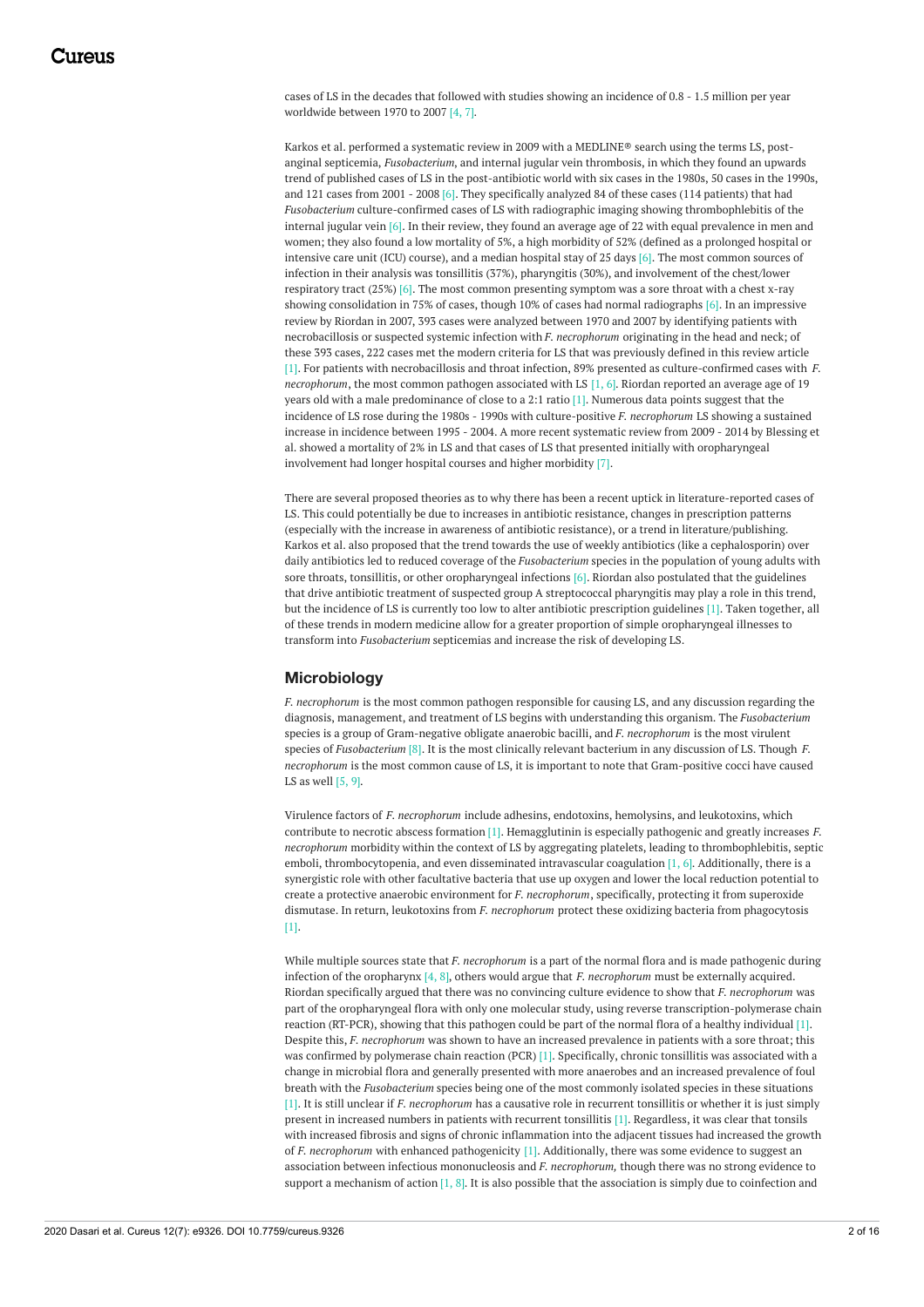cases of LS in the decades that followed with studies showing an incidence of 0.8 - 1.5 million per year worldwide between 1970 to 2007 [4, 7].

Karkos et al. performed a systematic review in 2009 with a MEDLINE® search using the terms LS, post-anginal septicemia, *Fusobacterium*, and internal jugular vein thrombosis, in which they found an upwards trend of published cases of LS in the post-antibiotic world with six cases in the 1980s, 50 cases in the 1990s, and 121 cases from 2001 - 2008 [6]. They specifically analyzed 84 of these cases (114 patients) that had *Fusobacterium* culture-confirmed cases of LS with radiographic imaging showing thrombophlebitis of the internal jugular vein [6]. In their review, they found an average age of 22 with equal prevalence in men and women; they also found a low mortality of 5%, a high morbidity of 52% (defined as a prolonged hospital or intensive care unit (ICU) course), and a median hospital stay of 25 days [6]. The most common sources of infection in their analysis was tonsillitis (37%), pharyngitis (30%), and involvement of the chest/lower respiratory tract (25%) [6]. The most common presenting symptom was a sore throat with a chest x-ray showing consolidation in 75% of cases, though 10% of cases had normal radiographs [6]. In an impressive review by Riordan in 2007, 393 cases were analyzed between 1970 and 2007 by identifying patients with necrobacillosis or suspected systemic infection with *F. necrophorum* originating in the head and neck; of these 393 cases, 222 cases met the modern criteria for LS that was previously defined in this review article [1]. For patients with necrobacillosis and throat infection, 89% presented as culture-confirmed cases with *F. necrophorum*, the most common pathogen associated with LS [1, 6]. Riordan reported an average age of 19 years old with a male predominance of close to a 2:1 ratio [1]. Numerous data points suggest that the incidence of LS rose during the 1980s - 1990s with culture-positive *F. necrophorum* LS showing a sustained increase in incidence between 1995 - 2004. A more recent systematic review from 2009 - 2014 by Blessing et al. showed a mortality of 2% in LS and that cases of LS that presented initially with oropharyngeal involvement had longer hospital courses and higher morbidity [7].

There are several proposed theories as to why there has been a recent uptick in literature-reported cases of LS. This could potentially be due to increases in antibiotic resistance, changes in prescription patterns (especially with the increase in awareness of antibiotic resistance), or a trend in literature/publishing. Karkos et al. also proposed that the trend towards the use of weekly antibiotics (like a cephalosporin) over daily antibiotics led to reduced coverage of the *Fusobacterium* species in the population of young adults with sore throats, tonsillitis, or other oropharyngeal infections [6]. Riordan also postulated that the guidelines that drive antibiotic treatment of suspected group A streptococcal pharyngitis may play a role in this trend, but the incidence of LS is currently too low to alter antibiotic prescription guidelines [1]. Taken together, all of these trends in modern medicine allow for a greater proportion of simple oropharyngeal illnesses to transform into *Fusobacterium* septicemias and increase the risk of developing LS.

## Microbiology

*F. necrophorum* is the most common pathogen responsible for causing LS, and any discussion regarding the diagnosis, management, and treatment of LS begins with understanding this organism. The *Fusobacterium* species is a group of Gram-negative obligate anaerobic bacilli, and *F. necrophorum* is the most virulent species of *Fusobacterium* [8]. It is the most clinically relevant bacterium in any discussion of LS. Though *F. necrophorum* is the most common cause of LS, it is important to note that Gram-positive cocci have caused LS as well [5, 9].

Virulence factors of *F. necrophorum* include adhesins, endotoxins, hemolysins, and leukotoxins, which contribute to necrotic abscess formation [1]. Hemagglutinin is especially pathogenic and greatly increases *F. necrophorum* morbidity within the context of LS by aggregating platelets, leading to thrombophlebitis, septic emboli, thrombocytopenia, and even disseminated intravascular coagulation [1, 6]. Additionally, there is a synergistic role with other facultative bacteria that use up oxygen and lower the local reduction potential to create a protective anaerobic environment for *F. necrophorum*, specifically, protecting it from superoxide dismutase. In return, leukotoxins from *F. necrophorum* protect these oxidizing bacteria from phagocytosis [1].

While multiple sources state that *F. necrophorum* is a part of the normal flora and is made pathogenic during infection of the oropharynx [4, 8], others would argue that *F. necrophorum* must be externally acquired. Riordan specifically argued that there was no convincing culture evidence to show that *F. necrophorum* was part of the oropharyngeal flora with only one molecular study, using reverse transcription-polymerase chain reaction (RT-PCR), showing that this pathogen could be part of the normal flora of a healthy individual [1]. Despite this, *F. necrophorum* was shown to have an increased prevalence in patients with a sore throat; this was confirmed by polymerase chain reaction (PCR) [1]. Specifically, chronic tonsillitis was associated with a change in microbial flora and generally presented with more anaerobes and an increased prevalence of foul breath with the *Fusobacterium* species being one of the most commonly isolated species in these situations [1]. It is still unclear if *F. necrophorum* has a causative role in recurrent tonsillitis or whether it is just simply present in increased numbers in patients with recurrent tonsillitis [1]. Regardless, it was clear that tonsils with increased fibrosis and signs of chronic inflammation into the adjacent tissues had increased the growth of *F. necrophorum* with enhanced pathogenicity [1]. Additionally, there was some evidence to suggest an association between infectious mononucleosis and *F. necrophorum,* though there was no strong evidence to support a mechanism of action [1, 8]. It is also possible that the association is simply due to coinfection and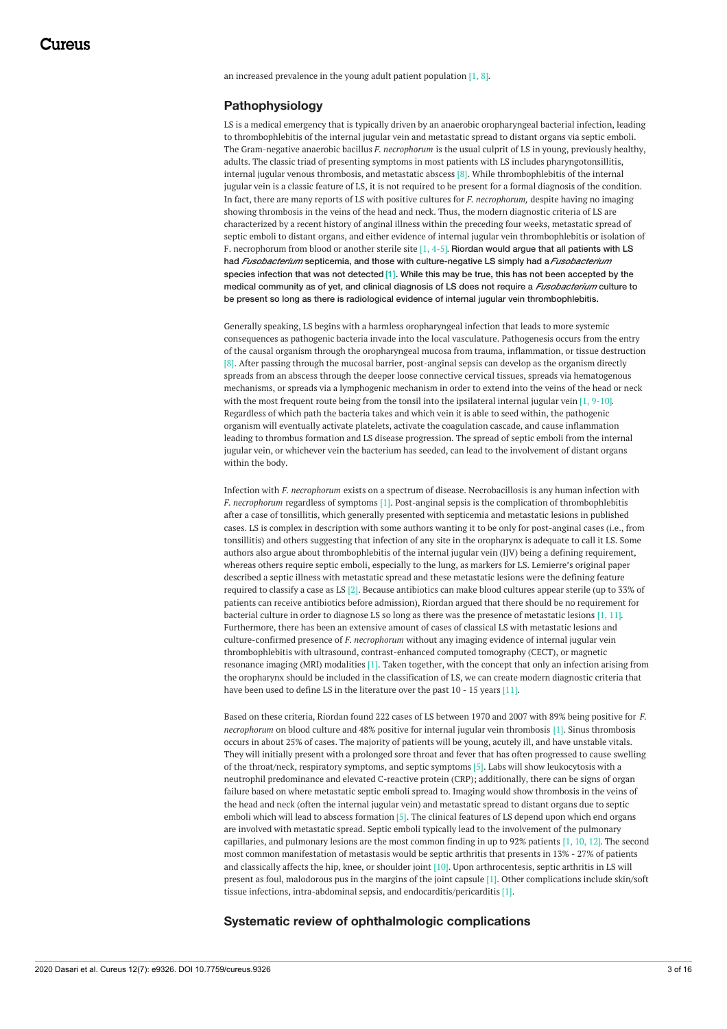an increased prevalence in the young adult patient population [1, 8].

## Pathophysiology

LS is a medical emergency that is typically driven by an anaerobic oropharyngeal bacterial infection, leading to thrombophlebitis of the internal jugular vein and metastatic spread to distant organs via septic emboli. The Gram-negative anaerobic bacillus *F. necrophorum* is the usual culprit of LS in young, previously healthy, adults. The classic triad of presenting symptoms in most patients with LS includes pharyngotonsillitis, internal jugular venous thrombosis, and metastatic abscess [8]. While thrombophlebitis of the internal jugular vein is a classic feature of LS, it is not required to be present for a formal diagnosis of the condition. In fact, there are many reports of LS with positive cultures for *F. necrophorum,* despite having no imaging showing thrombosis in the veins of the head and neck. Thus, the modern diagnostic criteria of LS are characterized by a recent history of anginal illness within the preceding four weeks, metastatic spread of septic emboli to distant organs, and either evidence of internal jugular vein thrombophlebitis or isolation of F. necrophorum from blood or another sterile site [1, 4-5]. Riordan would argue that all patients with LS had *Fusobacterium* septicemia, and those with culture-negative LS simply had a *Fusobacterium* species infection that was not detected [1]. While this may be true, this has not been accepted by the medical community as of yet, and clinical diagnosis of LS does not require a *Fusobacterium* culture to be present so long as there is radiological evidence of internal jugular vein thrombophlebitis.

Generally speaking, LS begins with a harmless oropharyngeal infection that leads to more systemic consequences as pathogenic bacteria invade into the local vasculature. Pathogenesis occurs from the entry of the causal organism through the oropharyngeal mucosa from trauma, inflammation, or tissue destruction [8]. After passing through the mucosal barrier, post-anginal sepsis can develop as the organism directly spreads from an abscess through the deeper loose connective cervical tissues, spreads via hematogenous mechanisms, or spreads via a lymphogenic mechanism in order to extend into the veins of the head or neck with the most frequent route being from the tonsil into the ipsilateral internal jugular vein [1, 9-10]. Regardless of which path the bacteria takes and which vein it is able to seed within, the pathogenic organism will eventually activate platelets, activate the coagulation cascade, and cause inflammation leading to thrombus formation and LS disease progression. The spread of septic emboli from the internal jugular vein, or whichever vein the bacterium has seeded, can lead to the involvement of distant organs within the body.

Infection with *F. necrophorum* exists on a spectrum of disease. Necrobacillosis is any human infection with *F. necrophorum* regardless of symptoms [1]. Post-anginal sepsis is the complication of thrombophlebitis after a case of tonsillitis, which generally presented with septicemia and metastatic lesions in published cases. LS is complex in description with some authors wanting it to be only for post-anginal cases (i.e., from tonsillitis) and others suggesting that infection of any site in the oropharynx is adequate to call it LS. Some authors also argue about thrombophlebitis of the internal jugular vein (IJV) being a defining requirement, whereas others require septic emboli, especially to the lung, as markers for LS. Lemierre's original paper described a septic illness with metastatic spread and these metastatic lesions were the defining feature required to classify a case as LS [2]. Because antibiotics can make blood cultures appear sterile (up to 33% of patients can receive antibiotics before admission), Riordan argued that there should be no requirement for bacterial culture in order to diagnose LS so long as there was the presence of metastatic lesions [1, 11]. Furthermore, there has been an extensive amount of cases of classical LS with metastatic lesions and culture-confirmed presence of *F. necrophorum* without any imaging evidence of internal jugular vein thrombophlebitis with ultrasound, contrast-enhanced computed tomography (CECT), or magnetic resonance imaging (MRI) modalities [1]. Taken together, with the concept that only an infection arising from the oropharynx should be included in the classification of LS, we can create modern diagnostic criteria that have been used to define LS in the literature over the past 10 - 15 years [11].

Based on these criteria, Riordan found 222 cases of LS between 1970 and 2007 with 89% being positive for *F. necrophorum* on blood culture and 48% positive for internal jugular vein thrombosis [1]. Sinus thrombosis occurs in about 25% of cases. The majority of patients will be young, acutely ill, and have unstable vitals. They will initially present with a prolonged sore throat and fever that has often progressed to cause swelling of the throat/neck, respiratory symptoms, and septic symptoms [5]. Labs will show leukocytosis with a neutrophil predominance and elevated C-reactive protein (CRP); additionally, there can be signs of organ failure based on where metastatic septic emboli spread to. Imaging would show thrombosis in the veins of the head and neck (often the internal jugular vein) and metastatic spread to distant organs due to septic emboli which will lead to abscess formation [5]. The clinical features of LS depend upon which end organs are involved with metastatic spread. Septic emboli typically lead to the involvement of the pulmonary capillaries, and pulmonary lesions are the most common finding in up to 92% patients [1, 10, 12]. The second most common manifestation of metastasis would be septic arthritis that presents in 13% - 27% of patients and classically affects the hip, knee, or shoulder joint [10]. Upon arthrocentesis, septic arthritis in LS will present as foul, malodorous pus in the margins of the joint capsule [1]. Other complications include skin/soft tissue infections, intra-abdominal sepsis, and endocarditis/pericarditis [1].

## Systematic review of ophthalmologic complications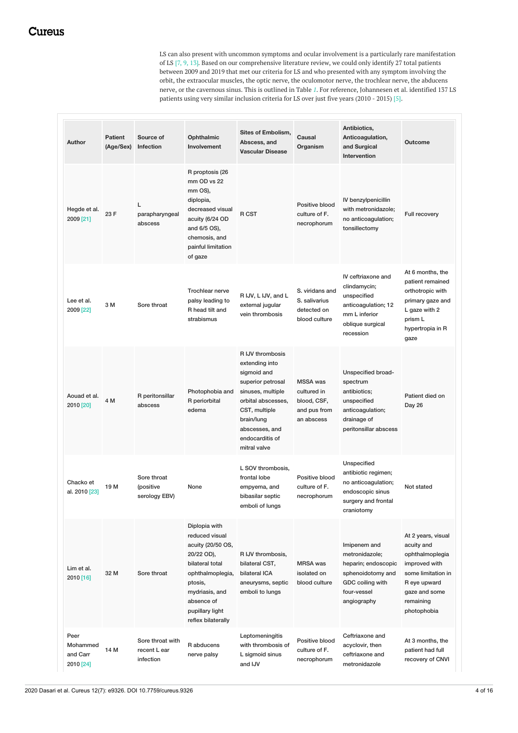LS can also present with uncommon symptoms and ocular involvement is a particularly rare manifestation of LS [7, 9, 13]. Based on our comprehensive literature review, we could only identify 27 total patients between 2009 and 2019 that met our criteria for LS and who presented with any symptom involving the orbit, the extraocular muscles, the optic nerve, the oculomotor nerve, the trochlear nerve, the abducens nerve, or the cavernous sinus. This is outlined in Table 1. For reference, Johannesen et al. identified 137 LS patients using very similar inclusion criteria for LS over just five years (2010 - 2015) [5].

| Author | Patient (Age/Sex) | Source of Infection | Ophthalmic Involvement | Sites of Embolism, Abscess, and Vascular Disease | Causal Organism | Antibiotics, Anticoagulation, and Surgical Intervention | Outcome |
|---|---|---|---|---|---|---|---|
| Hegde et al. 2009 [21] | 23 F | L parapharyngeal abscess | R proptosis (26 mm OD vs 22 mm OS), diplopia, decreased visual acuity (6/24 OD and 6/5 OS), chemosis, and painful limitation of gaze | R CST | Positive blood culture of F. necrophorum | IV benzylpenicillin with metronidazole; no anticoagulation; tonsillectomy | Full recovery |
| Lee et al. 2009 [22] | 3 M | Sore throat | Trochlear nerve palsy leading to R head tilt and strabismus | R IJV, L IJV, and L external jugular vein thrombosis | S. viridans and S. salivarius detected on blood culture | IV ceftriaxone and clindamycin; unspecified anticoagulation; 12 mm L inferior oblique surgical recession | At 6 months, the patient remained orthotropic with primary gaze and L gaze with 2 prism L hypertropia in R gaze |
| Aouad et al. 2010 [20] | 4 M | R peritonsillar abscess | Photophobia and R periorbital edema | R IJV thrombosis extending into sigmoid and superior petrosal sinuses, multiple orbital abscesses, CST, multiple brain/lung abscesses, and endocarditis of mitral valve | MSSA was cultured in blood, CSF, and pus from an abscess | Unspecified broad-spectrum antibiotics; unspecified anticoagulation; drainage of peritonsillar abscess | Patient died on Day 26 |
| Chacko et al. 2010 [23] | 19 M | Sore throat (positive serology EBV) | None | L SOV thrombosis, frontal lobe empyema, and bibasilar septic emboli of lungs | Positive blood culture of F. necrophorum | Unspecified antibiotic regimen; no anticoagulation; endoscopic sinus surgery and frontal craniotomy | Not stated |
| Lim et al. 2010 [16] | 32 M | Sore throat | Diplopia with reduced visual acuity (20/50 OS, 20/22 OD), bilateral total ophthalmoplegia, ptosis, mydriasis, and absence of pupillary light reflex bilaterally | R IJV thrombosis, bilateral CST, bilateral ICA aneurysms, septic emboli to lungs | MRSA was isolated on blood culture | Imipenem and metronidazole; heparin; endoscopic sphenoidotomy and GDC coiling with four-vessel angiography | At 2 years, visual acuity and ophthalmoplegia improved with some limitation in R eye upward gaze and some remaining photophobia |
| Peer Mohammed and Carr 2010 [24] | 14 M | Sore throat with recent L ear infection | R abducens nerve palsy | Leptomeningitis with thrombosis of L sigmoid sinus and IJV | Positive blood culture of F. necrophorum | Ceftriaxone and acyclovir, then ceftriaxone and metronidazole | At 3 months, the patient had full recovery of CNVI |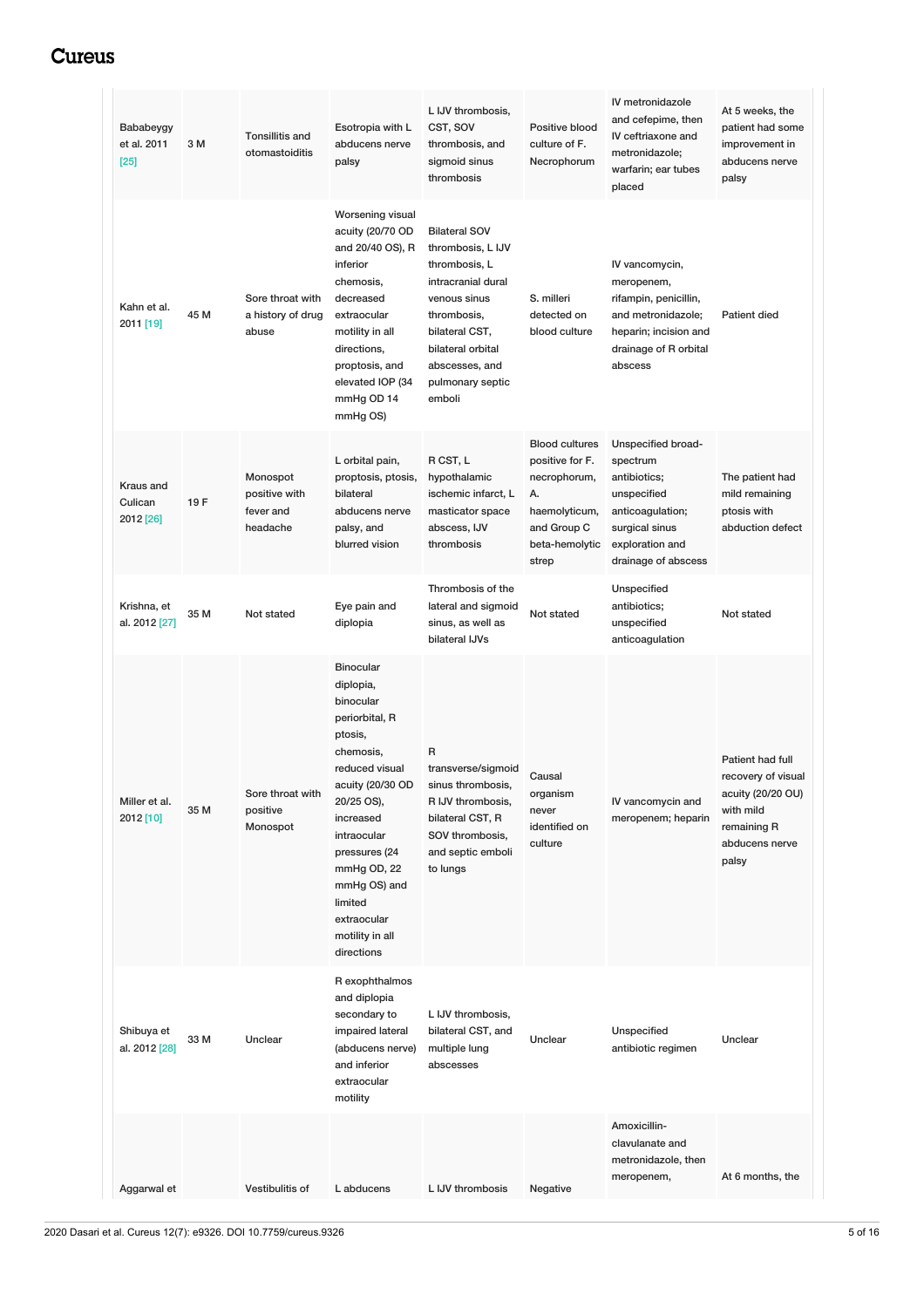| | | | | | | | |
|---|---|---|---|---|---|---|---|
| Bababeygy et al. 2011 [25] | 3 M | Tonsillitis and otomastoiditis | Esotropia with L abducens nerve palsy | L IJV thrombosis, CST, SOV thrombosis, and sigmoid sinus thrombosis | Positive blood culture of F. Necrophorum | IV metronidazole and cefepime, then IV ceftriaxone and metronidazole; warfarin; ear tubes placed | At 5 weeks, the patient had some improvement in abducens nerve palsy |
| Kahn et al. 2011 [19] | 45 M | Sore throat with a history of drug abuse | Worsening visual acuity (20/70 OD and 20/40 OS), R inferior chemosis, decreased extraocular motility in all directions, proptosis, and elevated IOP (34 mmHg OD 14 mmHg OS) | Bilateral SOV thrombosis, L IJV thrombosis, L intracranial dural venous sinus thrombosis, bilateral CST, bilateral orbital abscesses, and pulmonary septic emboli | S. milleri detected on blood culture | IV vancomycin, meropenem, rifampin, penicillin, and metronidazole; heparin; incision and drainage of R orbital abscess | Patient died |
| Kraus and Culican 2012 [26] | 19 F | Monospot positive with fever and headache | L orbital pain, proptosis, ptosis, bilateral abducens nerve palsy, and blurred vision | R CST, L hypothalamic ischemic infarct, L masticator space abscess, IJV thrombosis | Blood cultures positive for F. necrophorum, A. haemolyticum, and Group C beta-hemolytic strep | Unspecified broad-spectrum antibiotics; unspecified anticoagulation; surgical sinus exploration and drainage of abscess | The patient had mild remaining ptosis with abduction defect |
| Krishna, et al. 2012 [27] | 35 M | Not stated | Eye pain and diplopia | Thrombosis of the lateral and sigmoid sinus, as well as bilateral IJVs | Not stated | Unspecified antibiotics; unspecified anticoagulation | Not stated |
| Miller et al. 2012 [10] | 35 M | Sore throat with positive Monospot | Binocular diplopia, binocular periorbital, R ptosis, chemosis, reduced visual acuity (20/30 OD 20/25 OS), increased intraocular pressures (24 mmHg OD, 22 mmHg OS) and limited extraocular motility in all directions | R transverse/sigmoid sinus thrombosis, R IJV thrombosis, bilateral CST, R SOV thrombosis, and septic emboli to lungs | Causal organism never identified on culture | IV vancomycin and meropenem; heparin | Patient had full recovery of visual acuity (20/20 OU) with mild remaining R abducens nerve palsy |
| Shibuya et al. 2012 [28] | 33 M | Unclear | R exophthalmos and diplopia secondary to impaired lateral (abducens nerve) and inferior extraocular motility | L IJV thrombosis, bilateral CST, and multiple lung abscesses | Unclear | Unspecified antibiotic regimen | Unclear |
| Aggarwal et | | Vestibulitis of | L abducens | L IJV thrombosis | Negative | Amoxicillin-clavulanate and metronidazole, then meropenem, | At 6 months, the |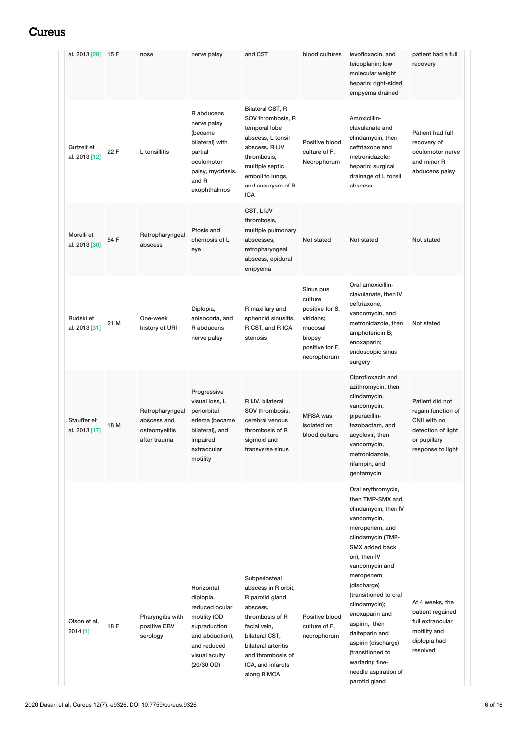| | | | | | | | |
|---|---|---|---|---|---|---|---|
| al. 2013 [29] | 15 F | nose | nerve palsy | and CST | blood cultures | levofloxacin, and teicoplanin; low molecular weight heparin; right-sided empyema drained | patient had a full recovery |
| Gutzeit et al. 2013 [12] | 22 F | L tonsillitis | R abducens nerve palsy (became bilateral) with partial oculomotor palsy, mydriasis, and R exophthalmos | Bilateral CST, R SOV thrombosis, R temporal lobe abscess, L tonsil abscess, R IJV thrombosis, multiple septic emboli to lungs, and aneurysm of R ICA | Positive blood culture of F. Necrophorum | Amoxicillin-clavulanate and clindamycin, then ceftriaxone and metronidazole; heparin; surgical drainage of L tonsil abscess | Patient had full recovery of oculomotor nerve and minor R abducens palsy |
| Morelli et al. 2013 [30] | 54 F | Retropharyngeal abscess | Ptosis and chemosis of L eye | CST, L IJV thrombosis, multiple pulmonary abscesses, retropharyngeal abscess, epidural empyema | Not stated | Not stated | Not stated |
| Rudski et al. 2013 [31] | 21 M | One-week history of URI | Diplopia, anisocoria, and R abducens nerve palsy | R maxillary and sphenoid sinusitis, R CST, and R ICA stenosis | Sinus pus culture positive for S. viridans; mucosal biopsy positive for F. necrophorum | Oral amoxicillin-clavulanate, then IV ceftriaxone, vancomycin, and metronidazole, then amphotericin B; enoxaparin; endoscopic sinus surgery | Not stated |
| Stauffer et al. 2013 [17] | 18 M | Retropharyngeal abscess and osteomyelitis after trauma | Progressive visual loss, L periorbital edema (became bilateral), and impaired extraocular motility | R IJV, bilateral SOV thrombosis, cerebral venous thrombosis of R sigmoid and transverse sinus | MRSA was isolated on blood culture | Ciprofloxacin and azithromycin, then clindamycin, vancomycin, piperacillin-tazobactam, and acyclovir, then vancomycin, metronidazole, rifampin, and gentamycin | Patient did not regain function of CNII with no detection of light or pupillary response to light |
| Olson et al. 2014 [4] | 18 F | Pharyngitis with positive EBV serology | Horizontal diplopia, reduced ocular motility (OD supraduction and abduction), and reduced visual acuity (20/30 OD) | Subperiosteal abscess in R orbit, R parotid gland abscess, thrombosis of R facial vein, bilateral CST, bilateral arteritis and thrombosis of ICA, and infarcts along R MCA | Positive blood culture of F. necrophorum | Oral erythromycin, then TMP-SMX and clindamycin, then IV vancomycin, meropenem, and clindamycin (TMP-SMX added back on), then IV vancomycin and meropenem (discharge) (transitioned to oral clindamycin); enoxaparin and aspirin, then dalteparin and aspirin (discharge) (transitioned to warfarin); fine-needle aspiration of parotid gland | At 4 weeks, the patient regained full extraocular motility and diplopia had resolved |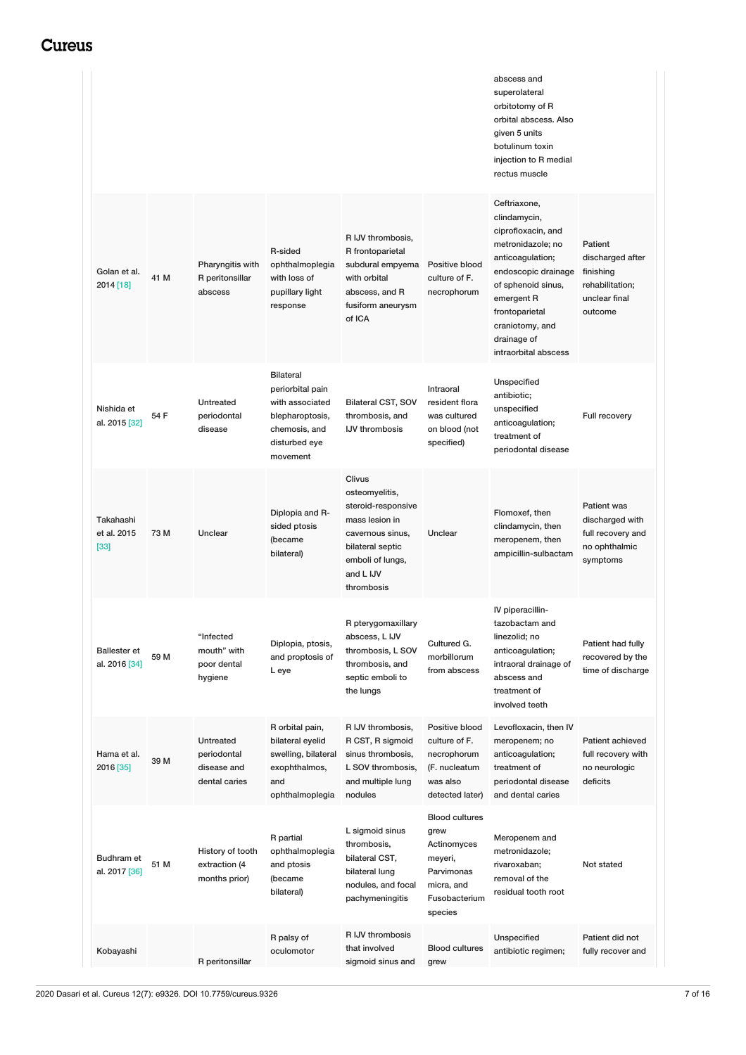| | | | | | | abscess and superolateral orbitotomy of R orbital abscess. Also given 5 units botulinum toxin injection to R medial rectus muscle | |
|---|---|---|---|---|---|---|---|
| Golan et al. 2014 [18] | 41 M | Pharyngitis with R peritonsillar abscess | R-sided ophthalmoplegia with loss of pupillary light response | R IJV thrombosis, R frontoparietal subdural empyema with orbital abscess, and R fusiform aneurysm of ICA | Positive blood culture of F. necrophorum | Ceftriaxone, clindamycin, ciprofloxacin, and metronidazole; no anticoagulation; endoscopic drainage of sphenoid sinus, emergent R frontoparietal craniotomy, and drainage of intraorbital abscess | Patient discharged after finishing rehabilitation; unclear final outcome |
| Nishida et al. 2015 [32] | 54 F | Untreated periodontal disease | Bilateral periorbital pain with associated blepharoptosis, chemosis, and disturbed eye movement | Bilateral CST, SOV thrombosis, and IJV thrombosis | Intraoral resident flora was cultured on blood (not specified) | Unspecified antibiotic; unspecified anticoagulation; treatment of periodontal disease | Full recovery |
| Takahashi et al. 2015 [33] | 73 M | Unclear | Diplopia and R-sided ptosis (became bilateral) | Clivus osteomyelitis, steroid-responsive mass lesion in cavernous sinus, bilateral septic emboli of lungs, and L IJV thrombosis | Unclear | Flomoxef, then clindamycin, then meropenem, then ampicillin-sulbactam | Patient was discharged with full recovery and no ophthalmic symptoms |
| Ballester et al. 2016 [34] | 59 M | "Infected mouth" with poor dental hygiene | Diplopia, ptosis, and proptosis of L eye | R pterygomaxillary abscess, L IJV thrombosis, L SOV thrombosis, and septic emboli to the lungs | Cultured G. morbillorum from abscess | IV piperacillin-tazobactam and linezolid; no anticoagulation; intraoral drainage of abscess and treatment of involved teeth | Patient had fully recovered by the time of discharge |
| Hama et al. 2016 [35] | 39 M | Untreated periodontal disease and dental caries | R orbital pain, bilateral eyelid swelling, bilateral exophthalmos, and ophthalmoplegia | R IJV thrombosis, R CST, R sigmoid sinus thrombosis, L SOV thrombosis, and multiple lung nodules | Positive blood culture of F. necrophorum (F. nucleatum was also detected later) | Levofloxacin, then IV meropenem; no anticoagulation; treatment of periodontal disease and dental caries | Patient achieved full recovery with no neurologic deficits |
| Budhram et al. 2017 [36] | 51 M | History of tooth extraction (4 months prior) | R partial ophthalmoplegia and ptosis (became bilateral) | L sigmoid sinus thrombosis, bilateral CST, bilateral lung nodules, and focal pachymeningitis | Blood cultures grew Actinomyces meyeri, Parvimonas micra, and Fusobacterium species | Meropenem and metronidazole; rivaroxaban; removal of the residual tooth root | Not stated |
| Kobayashi | | R peritonsillar | R palsy of oculomotor | R IJV thrombosis that involved sigmoid sinus and | Blood cultures grew | Unspecified antibiotic regimen; | Patient did not fully recover and |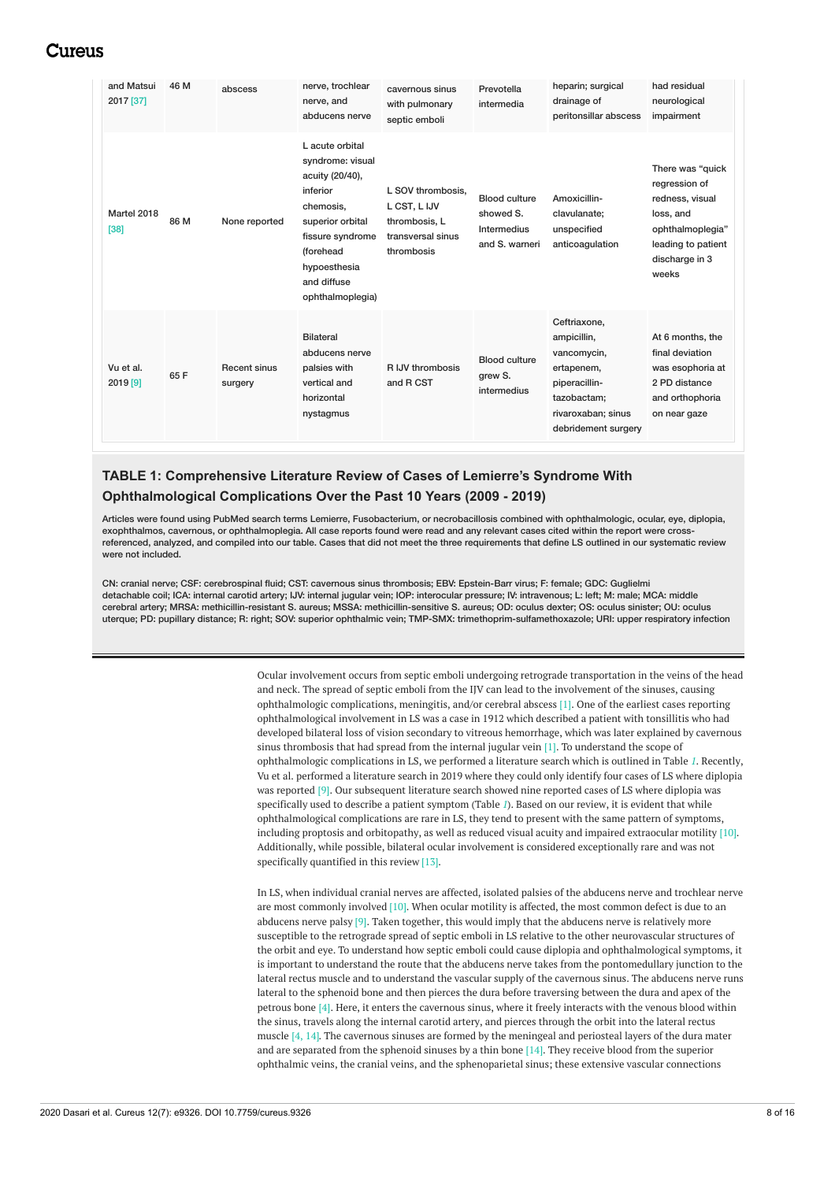| | | | | | | | |
|---|---|---|---|---|---|---|---|
| and Matsui 2017 [37] | 46 M | abscess | nerve, trochlear nerve, and abducens nerve | cavernous sinus with pulmonary septic emboli | Prevotella intermedia | heparin; surgical drainage of peritonsillar abscess | had residual neurological impairment |
| Martel 2018 [38] | 86 M | None reported | L acute orbital syndrome: visual acuity (20/40), inferior chemosis, superior orbital fissure syndrome (forehead hypoesthesia and diffuse ophthalmoplegia) | L SOV thrombosis, L CST, L IJV thrombosis, L transversal sinus thrombosis | Blood culture showed S. Intermedius and S. warneri | Amoxicillin-clavulanate; unspecified anticoagulation | There was "quick regression of redness, visual loss, and ophthalmoplegia" leading to patient discharge in 3 weeks |
| Vu et al. 2019 [9] | 65 F | Recent sinus surgery | Bilateral abducens nerve palsies with vertical and horizontal nystagmus | R IJV thrombosis and R CST | Blood culture grew S. intermedius | Ceftriaxone, ampicillin, vancomycin, ertapenem, piperacillin-tazobactam; rivaroxaban; sinus debridement surgery | At 6 months, the final deviation was esophoria at 2 PD distance and orthophoria on near gaze |

**TABLE 1: Comprehensive Literature Review of Cases of Lemierre's Syndrome With Ophthalmological Complications Over the Past 10 Years (2009 - 2019)**

Articles were found using PubMed search terms Lemierre, Fusobacterium, or necrobacillosis combined with ophthalmologic, ocular, eye, diplopia, exophthalmos, cavernous, or ophthalmoplegia. All case reports found were read and any relevant cases cited within the report were cross-referenced, analyzed, and compiled into our table. Cases that did not meet the three requirements that define LS outlined in our systematic review were not included.

CN: cranial nerve; CSF: cerebrospinal fluid; CST: cavernous sinus thrombosis; EBV: Epstein-Barr virus; F: female; GDC: Guglielmi detachable coil; ICA: internal carotid artery; IJV: internal jugular vein; IOP: interocular pressure; IV: intravenous; L: left; M: male; MCA: middle cerebral artery; MRSA: methicillin-resistant S. aureus; MSSA: methicillin-sensitive S. aureus; OD: oculus dexter; OS: oculus sinister; OU: oculus uterque; PD: pupillary distance; R: right; SOV: superior ophthalmic vein; TMP-SMX: trimethoprim-sulfamethoxazole; URI: upper respiratory infection

Ocular involvement occurs from septic emboli undergoing retrograde transportation in the veins of the head and neck. The spread of septic emboli from the IJV can lead to the involvement of the sinuses, causing ophthalmologic complications, meningitis, and/or cerebral abscess [1]. One of the earliest cases reporting ophthalmological involvement in LS was a case in 1912 which described a patient with tonsillitis who had developed bilateral loss of vision secondary to vitreous hemorrhage, which was later explained by cavernous sinus thrombosis that had spread from the internal jugular vein [1]. To understand the scope of ophthalmologic complications in LS, we performed a literature search which is outlined in Table *1*. Recently, Vu et al. performed a literature search in 2019 where they could only identify four cases of LS where diplopia was reported [9]. Our subsequent literature search showed nine reported cases of LS where diplopia was specifically used to describe a patient symptom (Table *1*). Based on our review, it is evident that while ophthalmological complications are rare in LS, they tend to present with the same pattern of symptoms, including proptosis and orbitopathy, as well as reduced visual acuity and impaired extraocular motility [10]. Additionally, while possible, bilateral ocular involvement is considered exceptionally rare and was not specifically quantified in this review [13].

In LS, when individual cranial nerves are affected, isolated palsies of the abducens nerve and trochlear nerve are most commonly involved [10]. When ocular motility is affected, the most common defect is due to an abducens nerve palsy [9]. Taken together, this would imply that the abducens nerve is relatively more susceptible to the retrograde spread of septic emboli in LS relative to the other neurovascular structures of the orbit and eye. To understand how septic emboli could cause diplopia and ophthalmological symptoms, it is important to understand the route that the abducens nerve takes from the pontomedullary junction to the lateral rectus muscle and to understand the vascular supply of the cavernous sinus. The abducens nerve runs lateral to the sphenoid bone and then pierces the dura before traversing between the dura and apex of the petrous bone [4]. Here, it enters the cavernous sinus, where it freely interacts with the venous blood within the sinus, travels along the internal carotid artery, and pierces through the orbit into the lateral rectus muscle [4, 14]. The cavernous sinuses are formed by the meningeal and periosteal layers of the dura mater and are separated from the sphenoid sinuses by a thin bone [14]. They receive blood from the superior ophthalmic veins, the cranial veins, and the sphenoparietal sinus; these extensive vascular connections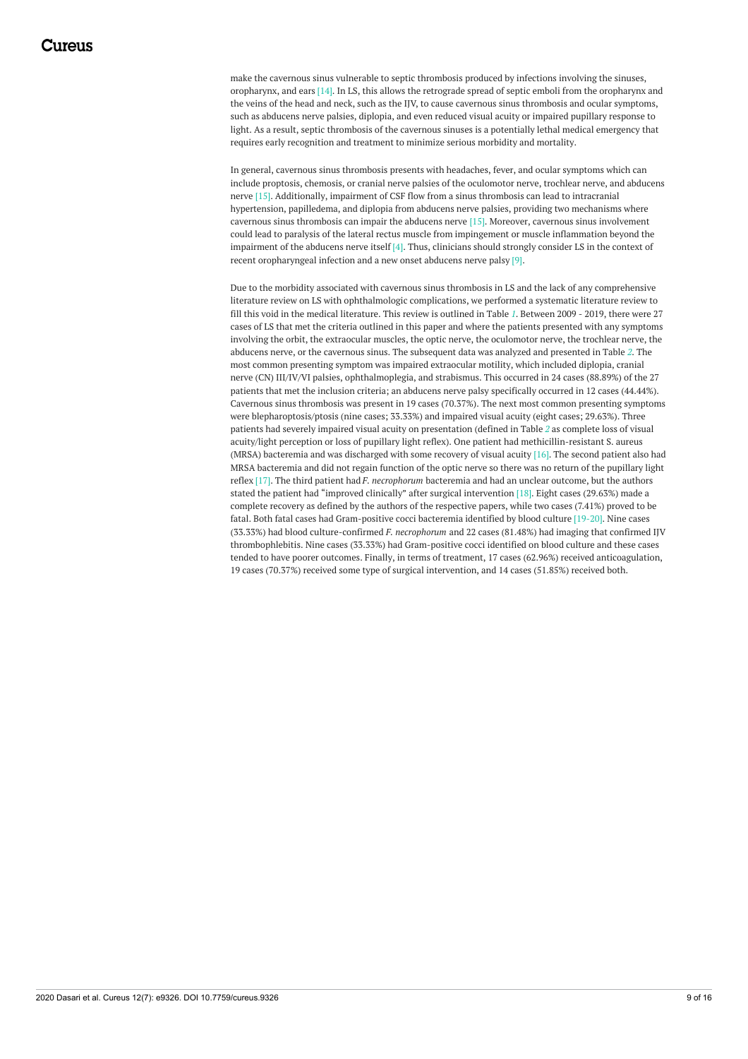make the cavernous sinus vulnerable to septic thrombosis produced by infections involving the sinuses, oropharynx, and ears [14]. In LS, this allows the retrograde spread of septic emboli from the oropharynx and the veins of the head and neck, such as the IJV, to cause cavernous sinus thrombosis and ocular symptoms, such as abducens nerve palsies, diplopia, and even reduced visual acuity or impaired pupillary response to light. As a result, septic thrombosis of the cavernous sinuses is a potentially lethal medical emergency that requires early recognition and treatment to minimize serious morbidity and mortality.

In general, cavernous sinus thrombosis presents with headaches, fever, and ocular symptoms which can include proptosis, chemosis, or cranial nerve palsies of the oculomotor nerve, trochlear nerve, and abducens nerve [15]. Additionally, impairment of CSF flow from a sinus thrombosis can lead to intracranial hypertension, papilledema, and diplopia from abducens nerve palsies, providing two mechanisms where cavernous sinus thrombosis can impair the abducens nerve [15]. Moreover, cavernous sinus involvement could lead to paralysis of the lateral rectus muscle from impingement or muscle inflammation beyond the impairment of the abducens nerve itself [4]. Thus, clinicians should strongly consider LS in the context of recent oropharyngeal infection and a new onset abducens nerve palsy [9].

Due to the morbidity associated with cavernous sinus thrombosis in LS and the lack of any comprehensive literature review on LS with ophthalmologic complications, we performed a systematic literature review to fill this void in the medical literature. This review is outlined in Table *1*. Between 2009 - 2019, there were 27 cases of LS that met the criteria outlined in this paper and where the patients presented with any symptoms involving the orbit, the extraocular muscles, the optic nerve, the oculomotor nerve, the trochlear nerve, the abducens nerve, or the cavernous sinus. The subsequent data was analyzed and presented in Table *2*. The most common presenting symptom was impaired extraocular motility, which included diplopia, cranial nerve (CN) III/IV/VI palsies, ophthalmoplegia, and strabismus. This occurred in 24 cases (88.89%) of the 27 patients that met the inclusion criteria; an abducens nerve palsy specifically occurred in 12 cases (44.44%). Cavernous sinus thrombosis was present in 19 cases (70.37%). The next most common presenting symptoms were blepharoptosis/ptosis (nine cases; 33.33%) and impaired visual acuity (eight cases; 29.63%). Three patients had severely impaired visual acuity on presentation (defined in Table *2* as complete loss of visual acuity/light perception or loss of pupillary light reflex). One patient had methicillin-resistant S. aureus (MRSA) bacteremia and was discharged with some recovery of visual acuity [16]. The second patient also had MRSA bacteremia and did not regain function of the optic nerve so there was no return of the pupillary light reflex [17]. The third patient had *F. necrophorum* bacteremia and had an unclear outcome, but the authors stated the patient had "improved clinically" after surgical intervention [18]. Eight cases (29.63%) made a complete recovery as defined by the authors of the respective papers, while two cases (7.41%) proved to be fatal. Both fatal cases had Gram-positive cocci bacteremia identified by blood culture [19-20]. Nine cases (33.33%) had blood culture-confirmed *F. necrophorum* and 22 cases (81.48%) had imaging that confirmed IJV thrombophlebitis. Nine cases (33.33%) had Gram-positive cocci identified on blood culture and these cases tended to have poorer outcomes. Finally, in terms of treatment, 17 cases (62.96%) received anticoagulation, 19 cases (70.37%) received some type of surgical intervention, and 14 cases (51.85%) received both.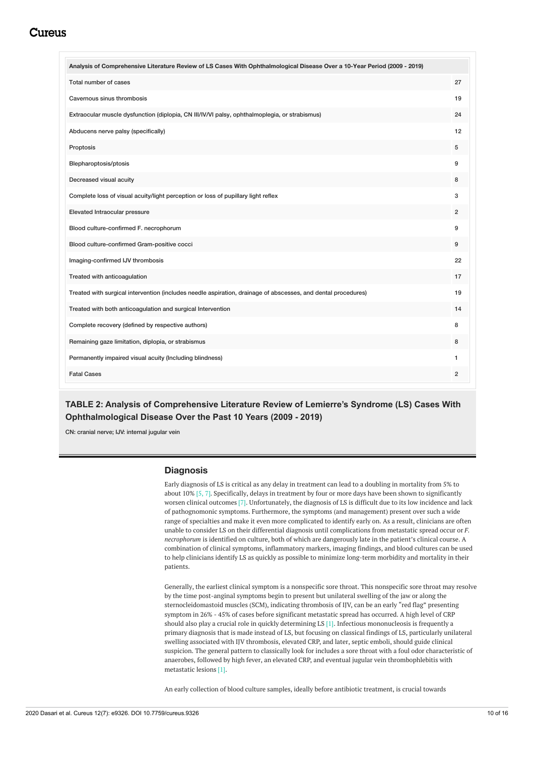| Analysis of Comprehensive Literature Review of LS Cases With Ophthalmological Disease Over a 10-Year Period (2009 - 2019) | |
|---|---|
| Total number of cases | 27 |
| Cavernous sinus thrombosis | 19 |
| Extraocular muscle dysfunction (diplopia, CN III/IV/VI palsy, ophthalmoplegia, or strabismus) | 24 |
| Abducens nerve palsy (specifically) | 12 |
| Proptosis | 5 |
| Blepharoptosis/ptosis | 9 |
| Decreased visual acuity | 8 |
| Complete loss of visual acuity/light perception or loss of pupillary light reflex | 3 |
| Elevated Intraocular pressure | 2 |
| Blood culture-confirmed F. necrophorum | 9 |
| Blood culture-confirmed Gram-positive cocci | 9 |
| Imaging-confirmed IJV thrombosis | 22 |
| Treated with anticoagulation | 17 |
| Treated with surgical intervention (includes needle aspiration, drainage of abscesses, and dental procedures) | 19 |
| Treated with both anticoagulation and surgical Intervention | 14 |
| Complete recovery (defined by respective authors) | 8 |
| Remaining gaze limitation, diplopia, or strabismus | 8 |
| Permanently impaired visual acuity (Including blindness) | 1 |
| Fatal Cases | 2 |

**TABLE 2: Analysis of Comprehensive Literature Review of Lemierre's Syndrome (LS) Cases With Ophthalmological Disease Over the Past 10 Years (2009 - 2019)**

CN: cranial nerve; IJV: internal jugular vein

### Diagnosis

Early diagnosis of LS is critical as any delay in treatment can lead to a doubling in mortality from 5% to about 10% [5, 7]. Specifically, delays in treatment by four or more days have been shown to significantly worsen clinical outcomes [7]. Unfortunately, the diagnosis of LS is difficult due to its low incidence and lack of pathognomonic symptoms. Furthermore, the symptoms (and management) present over such a wide range of specialties and make it even more complicated to identify early on. As a result, clinicians are often unable to consider LS on their differential diagnosis until complications from metastatic spread occur or *F. necrophorum* is identified on culture, both of which are dangerously late in the patient's clinical course. A combination of clinical symptoms, inflammatory markers, imaging findings, and blood cultures can be used to help clinicians identify LS as quickly as possible to minimize long-term morbidity and mortality in their patients.

Generally, the earliest clinical symptom is a nonspecific sore throat. This nonspecific sore throat may resolve by the time post-anginal symptoms begin to present but unilateral swelling of the jaw or along the sternocleidomastoid muscles (SCM), indicating thrombosis of IJV, can be an early "red flag" presenting symptom in 26% - 45% of cases before significant metastatic spread has occurred. A high level of CRP should also play a crucial role in quickly determining LS [1]. Infectious mononucleosis is frequently a primary diagnosis that is made instead of LS, but focusing on classical findings of LS, particularly unilateral swelling associated with IJV thrombosis, elevated CRP, and later, septic emboli, should guide clinical suspicion. The general pattern to classically look for includes a sore throat with a foul odor characteristic of anaerobes, followed by high fever, an elevated CRP, and eventual jugular vein thrombophlebitis with metastatic lesions [1].

An early collection of blood culture samples, ideally before antibiotic treatment, is crucial towards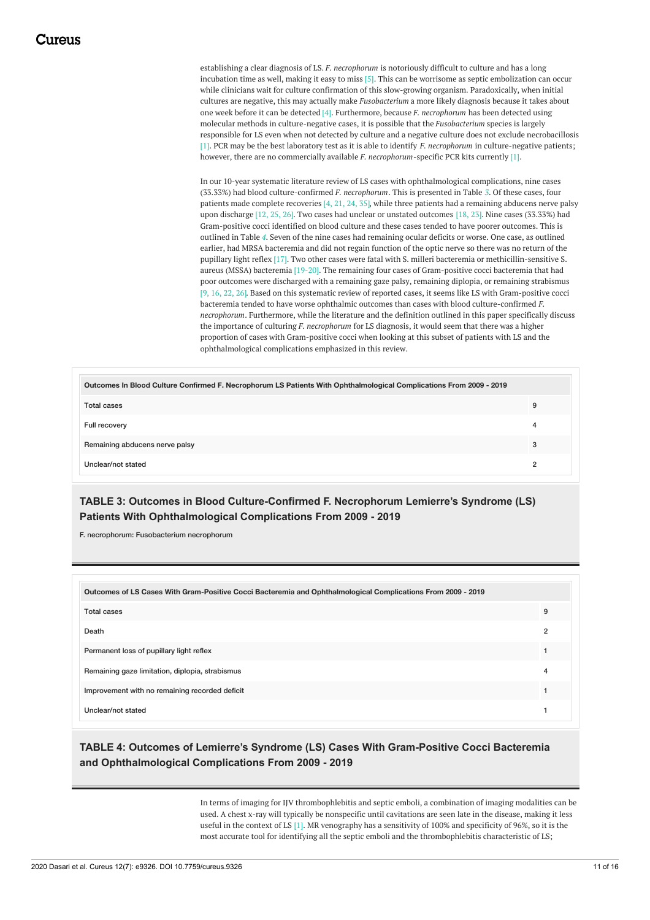establishing a clear diagnosis of LS. *F. necrophorum* is notoriously difficult to culture and has a long incubation time as well, making it easy to miss [5]. This can be worrisome as septic embolization can occur while clinicians wait for culture confirmation of this slow-growing organism. Paradoxically, when initial cultures are negative, this may actually make *Fusobacterium* a more likely diagnosis because it takes about one week before it can be detected [4]. Furthermore, because *F. necrophorum* has been detected using molecular methods in culture-negative cases, it is possible that the *Fusobacterium* species is largely responsible for LS even when not detected by culture and a negative culture does not exclude necrobacillosis [1]. PCR may be the best laboratory test as it is able to identify *F. necrophorum* in culture-negative patients; however, there are no commercially available *F. necrophorum*-specific PCR kits currently [1].

In our 10-year systematic literature review of LS cases with ophthalmological complications, nine cases (33.33%) had blood culture-confirmed *F. necrophorum*. This is presented in Table *3*. Of these cases, four patients made complete recoveries [4, 21, 24, 35], while three patients had a remaining abducens nerve palsy upon discharge [12, 25, 26]. Two cases had unclear or unstated outcomes [18, 23]. Nine cases (33.33%) had Gram-positive cocci identified on blood culture and these cases tended to have poorer outcomes. This is outlined in Table *4*. Seven of the nine cases had remaining ocular deficits or worse. One case, as outlined earlier, had MRSA bacteremia and did not regain function of the optic nerve so there was no return of the pupillary light reflex [17]. Two other cases were fatal with S. milleri bacteremia or methicillin-sensitive S. aureus (MSSA) bacteremia [19-20]. The remaining four cases of Gram-positive cocci bacteremia that had poor outcomes were discharged with a remaining gaze palsy, remaining diplopia, or remaining strabismus [9, 16, 22, 26]. Based on this systematic review of reported cases, it seems like LS with Gram-positive cocci bacteremia tended to have worse ophthalmic outcomes than cases with blood culture-confirmed *F. necrophorum*. Furthermore, while the literature and the definition outlined in this paper specifically discuss the importance of culturing *F. necrophorum* for LS diagnosis, it would seem that there was a higher proportion of cases with Gram-positive cocci when looking at this subset of patients with LS and the ophthalmological complications emphasized in this review.

| Outcomes In Blood Culture Confirmed F. Necrophorum LS Patients With Ophthalmological Complications From 2009 - 2019 | |
|---|---|
| Total cases | 9 |
| Full recovery | 4 |
| Remaining abducens nerve palsy | 3 |
| Unclear/not stated | 2 |

**TABLE 3: Outcomes in Blood Culture-Confirmed F. Necrophorum Lemierre's Syndrome (LS) Patients With Ophthalmological Complications From 2009 - 2019**

F. necrophorum: Fusobacterium necrophorum

| Outcomes of LS Cases With Gram-Positive Cocci Bacteremia and Ophthalmological Complications From 2009 - 2019 | |
|---|---|
| Total cases | 9 |
| Death | 2 |
| Permanent loss of pupillary light reflex | 1 |
| Remaining gaze limitation, diplopia, strabismus | 4 |
| Improvement with no remaining recorded deficit | 1 |
| Unclear/not stated | 1 |

**TABLE 4: Outcomes of Lemierre's Syndrome (LS) Cases With Gram-Positive Cocci Bacteremia and Ophthalmological Complications From 2009 - 2019**

In terms of imaging for IJV thrombophlebitis and septic emboli, a combination of imaging modalities can be used. A chest x-ray will typically be nonspecific until cavitations are seen late in the disease, making it less useful in the context of LS [1]. MR venography has a sensitivity of 100% and specificity of 96%, so it is the most accurate tool for identifying all the septic emboli and the thrombophlebitis characteristic of LS;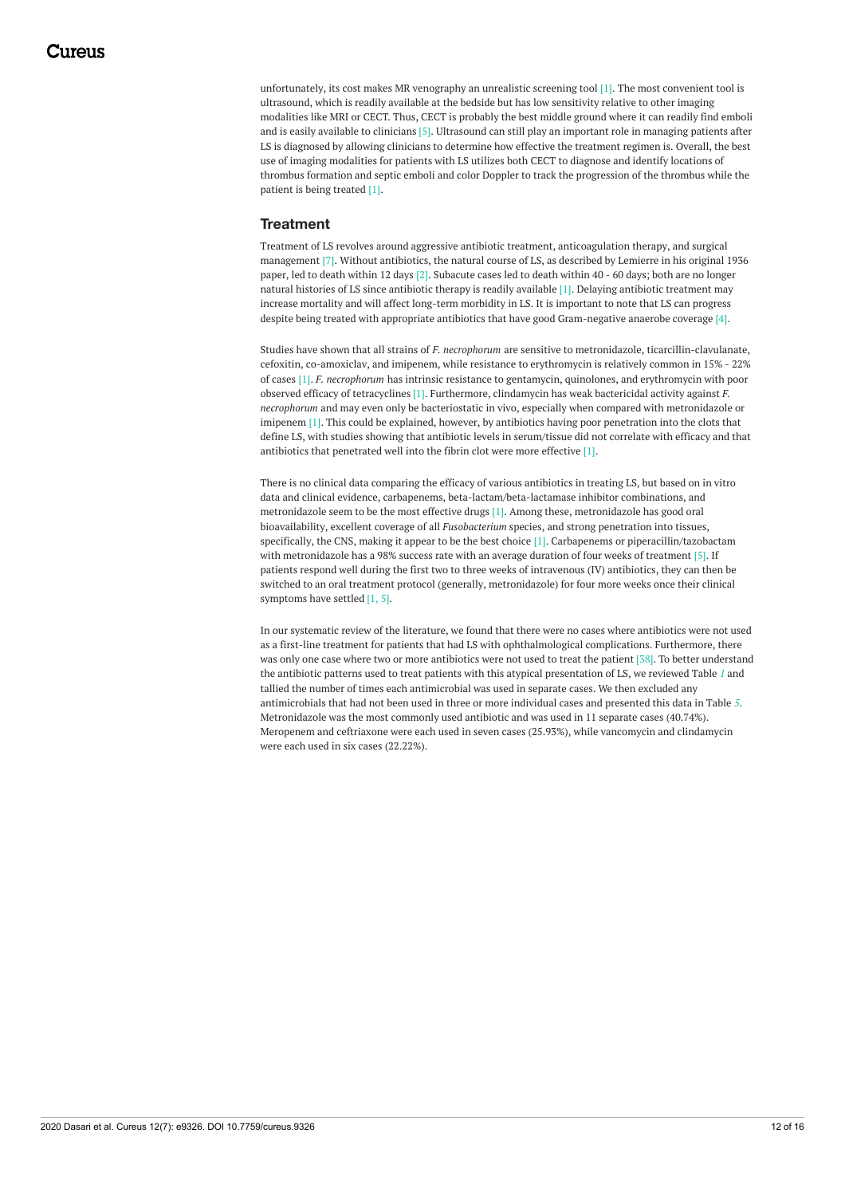unfortunately, its cost makes MR venography an unrealistic screening tool [1]. The most convenient tool is ultrasound, which is readily available at the bedside but has low sensitivity relative to other imaging modalities like MRI or CECT. Thus, CECT is probably the best middle ground where it can readily find emboli and is easily available to clinicians [5]. Ultrasound can still play an important role in managing patients after LS is diagnosed by allowing clinicians to determine how effective the treatment regimen is. Overall, the best use of imaging modalities for patients with LS utilizes both CECT to diagnose and identify locations of thrombus formation and septic emboli and color Doppler to track the progression of the thrombus while the patient is being treated [1].

## Treatment

Treatment of LS revolves around aggressive antibiotic treatment, anticoagulation therapy, and surgical management [7]. Without antibiotics, the natural course of LS, as described by Lemierre in his original 1936 paper, led to death within 12 days [2]. Subacute cases led to death within 40 - 60 days; both are no longer natural histories of LS since antibiotic therapy is readily available [1]. Delaying antibiotic treatment may increase mortality and will affect long-term morbidity in LS. It is important to note that LS can progress despite being treated with appropriate antibiotics that have good Gram-negative anaerobe coverage [4].

Studies have shown that all strains of *F. necrophorum* are sensitive to metronidazole, ticarcillin-clavulanate, cefoxitin, co-amoxiclav, and imipenem, while resistance to erythromycin is relatively common in 15% - 22% of cases [1]. *F. necrophorum* has intrinsic resistance to gentamycin, quinolones, and erythromycin with poor observed efficacy of tetracyclines [1]. Furthermore, clindamycin has weak bactericidal activity against *F. necrophorum* and may even only be bacteriostatic in vivo, especially when compared with metronidazole or imipenem [1]. This could be explained, however, by antibiotics having poor penetration into the clots that define LS, with studies showing that antibiotic levels in serum/tissue did not correlate with efficacy and that antibiotics that penetrated well into the fibrin clot were more effective [1].

There is no clinical data comparing the efficacy of various antibiotics in treating LS, but based on in vitro data and clinical evidence, carbapenems, beta-lactam/beta-lactamase inhibitor combinations, and metronidazole seem to be the most effective drugs [1]. Among these, metronidazole has good oral bioavailability, excellent coverage of all *Fusobacterium* species, and strong penetration into tissues, specifically, the CNS, making it appear to be the best choice [1]. Carbapenems or piperacillin/tazobactam with metronidazole has a 98% success rate with an average duration of four weeks of treatment [5]. If patients respond well during the first two to three weeks of intravenous (IV) antibiotics, they can then be switched to an oral treatment protocol (generally, metronidazole) for four more weeks once their clinical symptoms have settled [1, 5].

In our systematic review of the literature, we found that there were no cases where antibiotics were not used as a first-line treatment for patients that had LS with ophthalmological complications. Furthermore, there was only one case where two or more antibiotics were not used to treat the patient [38]. To better understand the antibiotic patterns used to treat patients with this atypical presentation of LS, we reviewed Table *1* and tallied the number of times each antimicrobial was used in separate cases. We then excluded any antimicrobials that had not been used in three or more individual cases and presented this data in Table *5*. Metronidazole was the most commonly used antibiotic and was used in 11 separate cases (40.74%). Meropenem and ceftriaxone were each used in seven cases (25.93%), while vancomycin and clindamycin were each used in six cases (22.22%).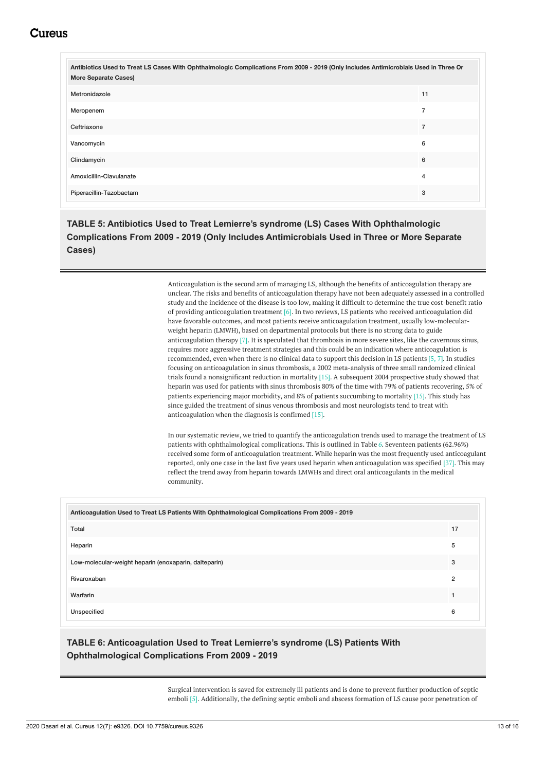| Antibiotics Used to Treat LS Cases With Ophthalmologic Complications From 2009 - 2019 (Only Includes Antimicrobials Used in Three Or More Separate Cases) | |
| --- | --- |
| Metronidazole | 11 |
| Meropenem | 7 |
| Ceftriaxone | 7 |
| Vancomycin | 6 |
| Clindamycin | 6 |
| Amoxicillin-Clavulanate | 4 |
| Piperacillin-Tazobactam | 3 |

**TABLE 5: Antibiotics Used to Treat Lemierre's syndrome (LS) Cases With Ophthalmologic Complications From 2009 - 2019 (Only Includes Antimicrobials Used in Three or More Separate Cases)**

Anticoagulation is the second arm of managing LS, although the benefits of anticoagulation therapy are unclear. The risks and benefits of anticoagulation therapy have not been adequately assessed in a controlled study and the incidence of the disease is too low, making it difficult to determine the true cost-benefit ratio of providing anticoagulation treatment [6]. In two reviews, LS patients who received anticoagulation did have favorable outcomes, and most patients receive anticoagulation treatment, usually low-molecular-weight heparin (LMWH), based on departmental protocols but there is no strong data to guide anticoagulation therapy [7]. It is speculated that thrombosis in more severe sites, like the cavernous sinus, requires more aggressive treatment strategies and this could be an indication where anticoagulation is recommended, even when there is no clinical data to support this decision in LS patients [5, 7]. In studies focusing on anticoagulation in sinus thrombosis, a 2002 meta-analysis of three small randomized clinical trials found a nonsignificant reduction in mortality [15]. A subsequent 2004 prospective study showed that heparin was used for patients with sinus thrombosis 80% of the time with 79% of patients recovering, 5% of patients experiencing major morbidity, and 8% of patients succumbing to mortality [15]. This study has since guided the treatment of sinus venous thrombosis and most neurologists tend to treat with anticoagulation when the diagnosis is confirmed [15].

In our systematic review, we tried to quantify the anticoagulation trends used to manage the treatment of LS patients with ophthalmological complications. This is outlined in Table 6. Seventeen patients (62.96%) received some form of anticoagulation treatment. While heparin was the most frequently used anticoagulant reported, only one case in the last five years used heparin when anticoagulation was specified [37]. This may reflect the trend away from heparin towards LMWHs and direct oral anticoagulants in the medical community.

| Anticoagulation Used to Treat LS Patients With Ophthalmological Complications From 2009 - 2019 | |
| --- | --- |
| Total | 17 |
| Heparin | 5 |
| Low-molecular-weight heparin (enoxaparin, dalteparin) | 3 |
| Rivaroxaban | 2 |
| Warfarin | 1 |
| Unspecified | 6 |

**TABLE 6: Anticoagulation Used to Treat Lemierre's syndrome (LS) Patients With Ophthalmological Complications From 2009 - 2019**

Surgical intervention is saved for extremely ill patients and is done to prevent further production of septic emboli [5]. Additionally, the defining septic emboli and abscess formation of LS cause poor penetration of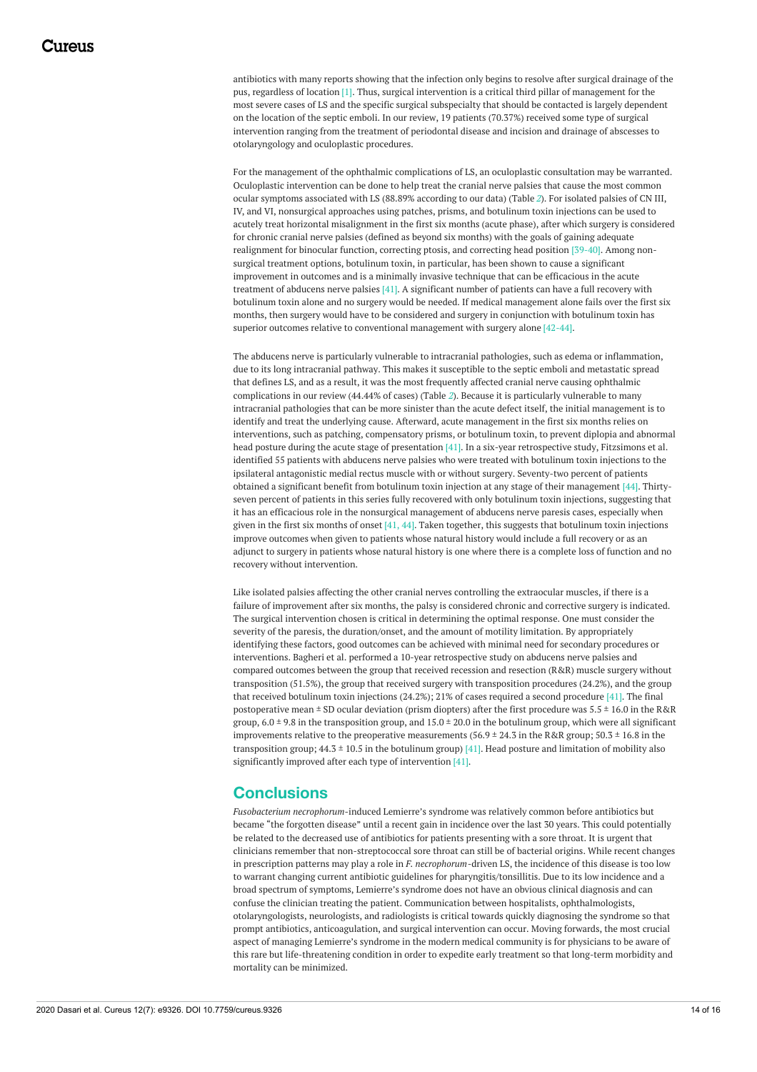antibiotics with many reports showing that the infection only begins to resolve after surgical drainage of the pus, regardless of location [1]. Thus, surgical intervention is a critical third pillar of management for the most severe cases of LS and the specific surgical subspecialty that should be contacted is largely dependent on the location of the septic emboli. In our review, 19 patients (70.37%) received some type of surgical intervention ranging from the treatment of periodontal disease and incision and drainage of abscesses to otolaryngology and oculoplastic procedures.

For the management of the ophthalmic complications of LS, an oculoplastic consultation may be warranted. Oculoplastic intervention can be done to help treat the cranial nerve palsies that cause the most common ocular symptoms associated with LS (88.89% according to our data) (Table 2). For isolated palsies of CN III, IV, and VI, nonsurgical approaches using patches, prisms, and botulinum toxin injections can be used to acutely treat horizontal misalignment in the first six months (acute phase), after which surgery is considered for chronic cranial nerve palsies (defined as beyond six months) with the goals of gaining adequate realignment for binocular function, correcting ptosis, and correcting head position [39-40]. Among non-surgical treatment options, botulinum toxin, in particular, has been shown to cause a significant improvement in outcomes and is a minimally invasive technique that can be efficacious in the acute treatment of abducens nerve palsies [41]. A significant number of patients can have a full recovery with botulinum toxin alone and no surgery would be needed. If medical management alone fails over the first six months, then surgery would have to be considered and surgery in conjunction with botulinum toxin has superior outcomes relative to conventional management with surgery alone [42-44].

The abducens nerve is particularly vulnerable to intracranial pathologies, such as edema or inflammation, due to its long intracranial pathway. This makes it susceptible to the septic emboli and metastatic spread that defines LS, and as a result, it was the most frequently affected cranial nerve causing ophthalmic complications in our review (44.44% of cases) (Table 2). Because it is particularly vulnerable to many intracranial pathologies that can be more sinister than the acute defect itself, the initial management is to identify and treat the underlying cause. Afterward, acute management in the first six months relies on interventions, such as patching, compensatory prisms, or botulinum toxin, to prevent diplopia and abnormal head posture during the acute stage of presentation [41]. In a six-year retrospective study, Fitzsimons et al. identified 55 patients with abducens nerve palsies who were treated with botulinum toxin injections to the ipsilateral antagonistic medial rectus muscle with or without surgery. Seventy-two percent of patients obtained a significant benefit from botulinum toxin injection at any stage of their management [44]. Thirty-seven percent of patients in this series fully recovered with only botulinum toxin injections, suggesting that it has an efficacious role in the nonsurgical management of abducens nerve paresis cases, especially when given in the first six months of onset [41, 44]. Taken together, this suggests that botulinum toxin injections improve outcomes when given to patients whose natural history would include a full recovery or as an adjunct to surgery in patients whose natural history is one where there is a complete loss of function and no recovery without intervention.

Like isolated palsies affecting the other cranial nerves controlling the extraocular muscles, if there is a failure of improvement after six months, the palsy is considered chronic and corrective surgery is indicated. The surgical intervention chosen is critical in determining the optimal response. One must consider the severity of the paresis, the duration/onset, and the amount of motility limitation. By appropriately identifying these factors, good outcomes can be achieved with minimal need for secondary procedures or interventions. Bagheri et al. performed a 10-year retrospective study on abducens nerve palsies and compared outcomes between the group that received recession and resection (R&R) muscle surgery without transposition (51.5%), the group that received surgery with transposition procedures (24.2%), and the group that received botulinum toxin injections (24.2%); 21% of cases required a second procedure [41]. The final postoperative mean ± SD ocular deviation (prism diopters) after the first procedure was 5.5 ± 16.0 in the R&R group, 6.0 ± 9.8 in the transposition group, and 15.0 ± 20.0 in the botulinum group, which were all significant improvements relative to the preoperative measurements (56.9 ± 24.3 in the R&R group; 50.3 ± 16.8 in the transposition group; 44.3 ± 10.5 in the botulinum group) [41]. Head posture and limitation of mobility also significantly improved after each type of intervention [41].

## Conclusions

*Fusobacterium necrophorum*-induced Lemierre's syndrome was relatively common before antibiotics but became "the forgotten disease" until a recent gain in incidence over the last 30 years. This could potentially be related to the decreased use of antibiotics for patients presenting with a sore throat. It is urgent that clinicians remember that non-streptococcal sore throat can still be of bacterial origins. While recent changes in prescription patterns may play a role in *F. necrophorum*-driven LS, the incidence of this disease is too low to warrant changing current antibiotic guidelines for pharyngitis/tonsillitis. Due to its low incidence and a broad spectrum of symptoms, Lemierre's syndrome does not have an obvious clinical diagnosis and can confuse the clinician treating the patient. Communication between hospitalists, ophthalmologists, otolaryngologists, neurologists, and radiologists is critical towards quickly diagnosing the syndrome so that prompt antibiotics, anticoagulation, and surgical intervention can occur. Moving forwards, the most crucial aspect of managing Lemierre's syndrome in the modern medical community is for physicians to be aware of this rare but life-threatening condition in order to expedite early treatment so that long-term morbidity and mortality can be minimized.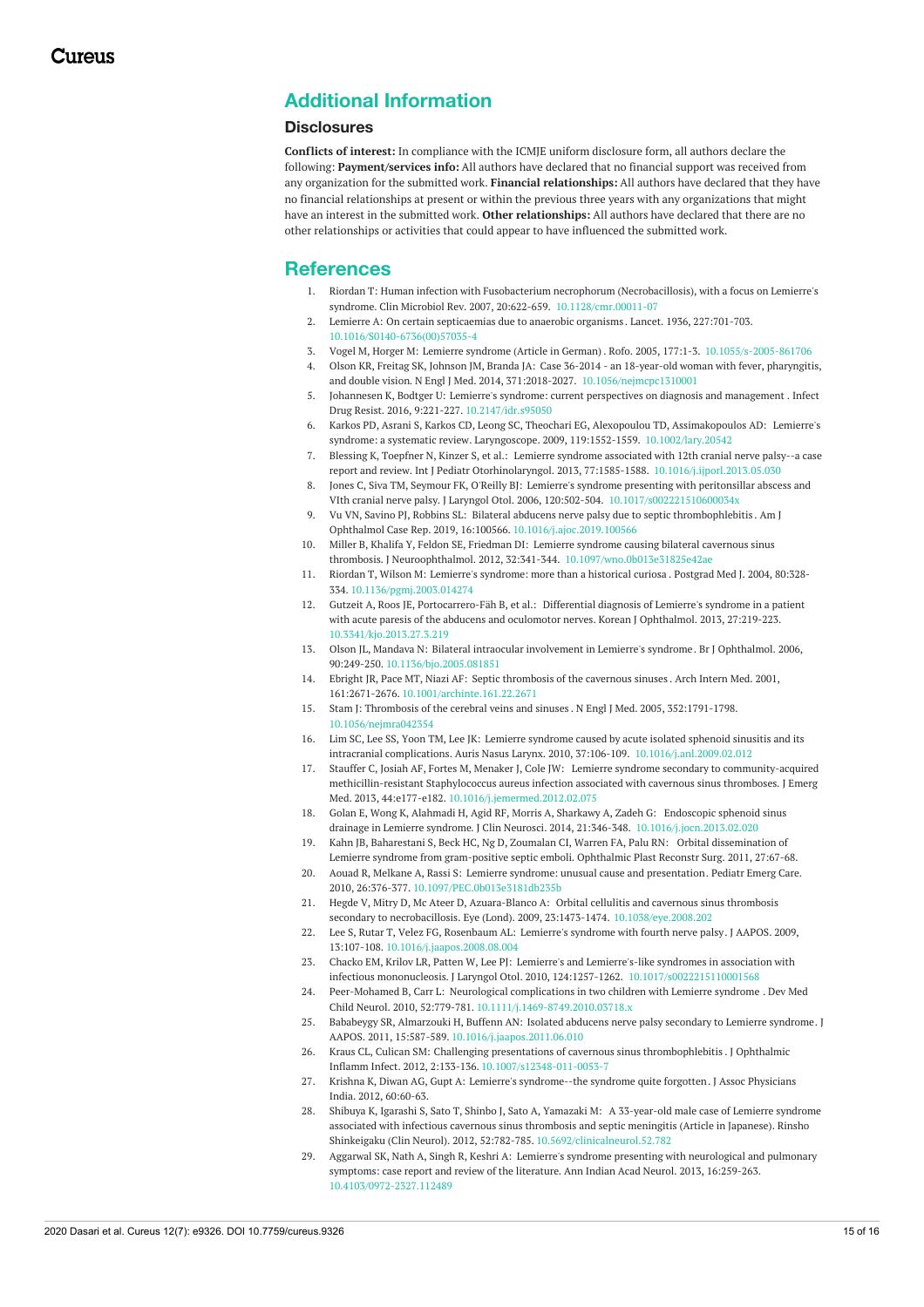## Additional Information

### Disclosures

**Conflicts of interest:** In compliance with the ICMJE uniform disclosure form, all authors declare the following: **Payment/services info:** All authors have declared that no financial support was received from any organization for the submitted work. **Financial relationships:** All authors have declared that they have no financial relationships at present or within the previous three years with any organizations that might have an interest in the submitted work. **Other relationships:** All authors have declared that there are no other relationships or activities that could appear to have influenced the submitted work.

## References

1. Riordan T: Human infection with Fusobacterium necrophorum (Necrobacillosis), with a focus on Lemierre's syndrome. Clin Microbiol Rev. 2007, 20:622-659. 10.1128/cmr.00011-07
2. Lemierre A: On certain septicaemias due to anaerobic organisms. Lancet. 1936, 227:701-703. 10.1016/S0140-6736(00)57035-4
3. Vogel M, Horger M: Lemierre syndrome (Article in German). Rofo. 2005, 177:1-3. 10.1055/s-2005-861706
4. Olson KR, Freitag SK, Johnson JM, Branda JA: Case 36-2014 - an 18-year-old woman with fever, pharyngitis, and double vision. N Engl J Med. 2014, 371:2018-2027. 10.1056/nejmcpc1310001
5. Johannesen K, Bodtger U: Lemierre's syndrome: current perspectives on diagnosis and management. Infect Drug Resist. 2016, 9:221-227. 10.2147/idr.s95050
6. Karkos PD, Asrani S, Karkos CD, Leong SC, Theochari EG, Alexopoulou TD, Assimakopoulos AD: Lemierre's syndrome: a systematic review. Laryngoscope. 2009, 119:1552-1559. 10.1002/lary.20542
7. Blessing K, Toepfner N, Kinzer S, et al.: Lemierre syndrome associated with 12th cranial nerve palsy--a case report and review. Int J Pediatr Otorhinolaryngol. 2013, 77:1585-1588. 10.1016/j.ijporl.2013.05.030
8. Jones C, Siva TM, Seymour FK, O'Reilly BJ: Lemierre's syndrome presenting with peritonsillar abscess and VIth cranial nerve palsy. J Laryngol Otol. 2006, 120:502-504. 10.1017/s002221510600034x
9. Vu VN, Savino PJ, Robbins SL: Bilateral abducens nerve palsy due to septic thrombophlebitis. Am J Ophthalmol Case Rep. 2019, 16:100566. 10.1016/j.ajoc.2019.100566
10. Miller B, Khalifa Y, Feldon SE, Friedman DI: Lemierre syndrome causing bilateral cavernous sinus thrombosis. J Neuroophthalmol. 2012, 32:341-344. 10.1097/wno.0b013e31825e42ae
11. Riordan T, Wilson M: Lemierre's syndrome: more than a historical curiosa. Postgrad Med J. 2004, 80:328-334. 10.1136/pgmj.2003.014274
12. Gutzeit A, Roos JE, Portocarrero-Fäh B, et al.: Differential diagnosis of Lemierre's syndrome in a patient with acute paresis of the abducens and oculomotor nerves. Korean J Ophthalmol. 2013, 27:219-223. 10.3341/kjo.2013.27.3.219
13. Olson JL, Mandava N: Bilateral intraocular involvement in Lemierre's syndrome. Br J Ophthalmol. 2006, 90:249-250. 10.1136/bjo.2005.081851
14. Ebright JR, Pace MT, Niazi AF: Septic thrombosis of the cavernous sinuses. Arch Intern Med. 2001, 161:2671-2676. 10.1001/archinte.161.22.2671
15. Stam J: Thrombosis of the cerebral veins and sinuses. N Engl J Med. 2005, 352:1791-1798. 10.1056/nejmra042354
16. Lim SC, Lee SS, Yoon TM, Lee JK: Lemierre syndrome caused by acute isolated sphenoid sinusitis and its intracranial complications. Auris Nasus Larynx. 2010, 37:106-109. 10.1016/j.anl.2009.02.012
17. Stauffer C, Josiah AF, Fortes M, Menaker J, Cole JW: Lemierre syndrome secondary to community-acquired methicillin-resistant Staphylococcus aureus infection associated with cavernous sinus thromboses. J Emerg Med. 2013, 44:e177-e182. 10.1016/j.jemermed.2012.02.075
18. Golan E, Wong K, Alahmadi H, Agid RF, Morris A, Sharkawy A, Zadeh G: Endoscopic sphenoid sinus drainage in Lemierre syndrome. J Clin Neurosci. 2014, 21:346-348. 10.1016/j.jocn.2013.02.020
19. Kahn JB, Baharestani S, Beck HC, Ng D, Zoumalan CI, Warren FA, Palu RN: Orbital dissemination of Lemierre syndrome from gram-positive septic emboli. Ophthalmic Plast Reconstr Surg. 2011, 27:67-68.
20. Aouad R, Melkane A, Rassi S: Lemierre syndrome: unusual cause and presentation. Pediatr Emerg Care. 2010, 26:376-377. 10.1097/PEC.0b013e3181db235b
21. Hegde V, Mitry D, Mc Ateer D, Azuara-Blanco A: Orbital cellulitis and cavernous sinus thrombosis secondary to necrobacillosis. Eye (Lond). 2009, 23:1473-1474. 10.1038/eye.2008.202
22. Lee S, Rutar T, Velez FG, Rosenbaum AL: Lemierre's syndrome with fourth nerve palsy. J AAPOS. 2009, 13:107-108. 10.1016/j.jaapos.2008.08.004
23. Chacko EM, Krilov LR, Patten W, Lee PJ: Lemierre's and Lemierre's-like syndromes in association with infectious mononucleosis. J Laryngol Otol. 2010, 124:1257-1262. 10.1017/s0022215110001568
24. Peer-Mohamed B, Carr L: Neurological complications in two children with Lemierre syndrome. Dev Med Child Neurol. 2010, 52:779-781. 10.1111/j.1469-8749.2010.03718.x
25. Bababeygy SR, Almarzouki H, Buffenn AN: Isolated abducens nerve palsy secondary to Lemierre syndrome. J AAPOS. 2011, 15:587-589. 10.1016/j.jaapos.2011.06.010
26. Kraus CL, Culican SM: Challenging presentations of cavernous sinus thrombophlebitis. J Ophthalmic Inflamm Infect. 2012, 2:133-136. 10.1007/s12348-011-0053-7
27. Krishna K, Diwan AG, Gupt A: Lemierre's syndrome--the syndrome quite forgotten. J Assoc Physicians India. 2012, 60:60-63.
28. Shibuya K, Igarashi S, Sato T, Shinbo J, Sato A, Yamazaki M: A 33-year-old male case of Lemierre syndrome associated with infectious cavernous sinus thrombosis and septic meningitis (Article in Japanese). Rinsho Shinkeigaku (Clin Neurol). 2012, 52:782-785. 10.5692/clinicalneurol.52.782
29. Aggarwal SK, Nath A, Singh R, Keshri A: Lemierre's syndrome presenting with neurological and pulmonary symptoms: case report and review of the literature. Ann Indian Acad Neurol. 2013, 16:259-263. 10.4103/0972-2327.112489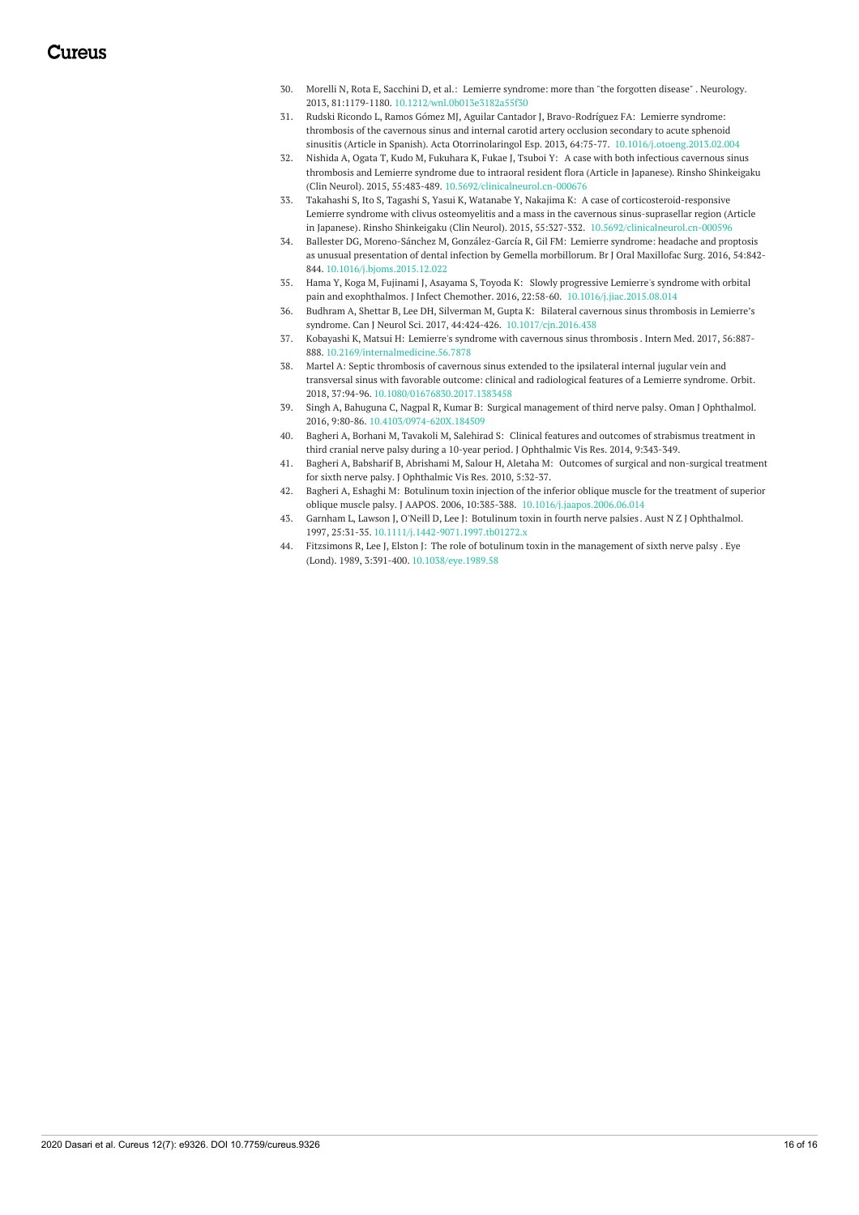30. Morelli N, Rota E, Sacchini D, et al.: Lemierre syndrome: more than "the forgotten disease" . Neurology. 2013, 81:1179-1180. 10.1212/wnl.0b013e3182a55f30
31. Rudski Ricondo L, Ramos Gómez MJ, Aguilar Cantador J, Bravo-Rodríguez FA: Lemierre syndrome: thrombosis of the cavernous sinus and internal carotid artery occlusion secondary to acute sphenoid sinusitis (Article in Spanish). Acta Otorrinolaringol Esp. 2013, 64:75-77. 10.1016/j.otoeng.2013.02.004
32. Nishida A, Ogata T, Kudo M, Fukuhara K, Fukae J, Tsuboi Y: A case with both infectious cavernous sinus thrombosis and Lemierre syndrome due to intraoral resident flora (Article in Japanese). Rinsho Shinkeigaku (Clin Neurol). 2015, 55:483-489. 10.5692/clinicalneurol.cn-000676
33. Takahashi S, Ito S, Tagashi S, Yasui K, Watanabe Y, Nakajima K: A case of corticosteroid-responsive Lemierre syndrome with clivus osteomyelitis and a mass in the cavernous sinus-suprasellar region (Article in Japanese). Rinsho Shinkeigaku (Clin Neurol). 2015, 55:327-332. 10.5692/clinicalneurol.cn-000596
34. Ballester DG, Moreno-Sánchez M, González-García R, Gil FM: Lemierre syndrome: headache and proptosis as unusual presentation of dental infection by Gemella morbillorum. Br J Oral Maxillofac Surg. 2016, 54:842-844. 10.1016/j.bjoms.2015.12.022
35. Hama Y, Koga M, Fujinami J, Asayama S, Toyoda K: Slowly progressive Lemierre's syndrome with orbital pain and exophthalmos. J Infect Chemother. 2016, 22:58-60. 10.1016/j.jiac.2015.08.014
36. Budhram A, Shettar B, Lee DH, Silverman M, Gupta K: Bilateral cavernous sinus thrombosis in Lemierre's syndrome. Can J Neurol Sci. 2017, 44:424-426. 10.1017/cjn.2016.438
37. Kobayashi K, Matsui H: Lemierre's syndrome with cavernous sinus thrombosis . Intern Med. 2017, 56:887-888. 10.2169/internalmedicine.56.7878
38. Martel A: Septic thrombosis of cavernous sinus extended to the ipsilateral internal jugular vein and transversal sinus with favorable outcome: clinical and radiological features of a Lemierre syndrome. Orbit. 2018, 37:94-96. 10.1080/01676830.2017.1383458
39. Singh A, Bahuguna C, Nagpal R, Kumar B: Surgical management of third nerve palsy. Oman J Ophthalmol. 2016, 9:80-86. 10.4103/0974-620X.184509
40. Bagheri A, Borhani M, Tavakoli M, Salehirad S: Clinical features and outcomes of strabismus treatment in third cranial nerve palsy during a 10-year period. J Ophthalmic Vis Res. 2014, 9:343-349.
41. Bagheri A, Babsharif B, Abrishami M, Salour H, Aletaha M: Outcomes of surgical and non-surgical treatment for sixth nerve palsy. J Ophthalmic Vis Res. 2010, 5:32-37.
42. Bagheri A, Eshaghi M: Botulinum toxin injection of the inferior oblique muscle for the treatment of superior oblique muscle palsy. J AAPOS. 2006, 10:385-388. 10.1016/j.jaapos.2006.06.014
43. Garnham L, Lawson J, O'Neill D, Lee J: Botulinum toxin in fourth nerve palsies . Aust N Z J Ophthalmol. 1997, 25:31-35. 10.1111/j.1442-9071.1997.tb01272.x
44. Fitzsimons R, Lee J, Elston J: The role of botulinum toxin in the management of sixth nerve palsy . Eye (Lond). 1989, 3:391-400. 10.1038/eye.1989.58